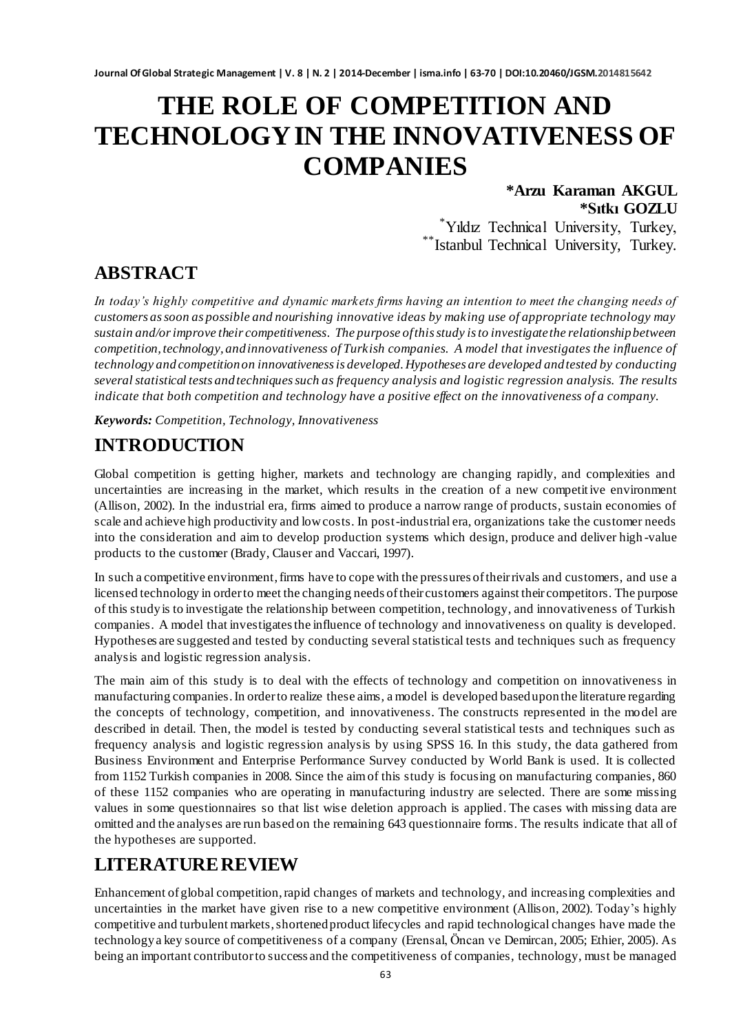# THE ROLE OF COMPETITION AND TECHNOLOGY IN THE INNOVATIVENESS OF COMPANIES

**\*Arzu Karaman AKGUL**
**\*Sıtkı GOZLU**
[*]Yıldız Technical University, Turkey,
[**]Istanbul Technical University, Turkey.

## ABSTRACT

*In today's highly competitive and dynamic markets firms having an intention to meet the changing needs of customers as soon as possible and nourishing innovative ideas by making use of appropriate technology may sustain and/or improve their competitiveness. The purpose of this study is to investigate the relationship between competition, technology, and innovativeness of Turkish companies. A model that investigates the influence of technology and competition on innovativeness is developed. Hypotheses are developed and tested by conducting several statistical tests and techniques such as frequency analysis and logistic regression analysis. The results indicate that both competition and technology have a positive effect on the innovativeness of a company.*

***Keywords:*** *Competition, Technology, Innovativeness*

## INTRODUCTION

Global competition is getting higher, markets and technology are changing rapidly, and complexities and uncertainties are increasing in the market, which results in the creation of a new competitive environment (Allison, 2002). In the industrial era, firms aimed to produce a narrow range of products, sustain economies of scale and achieve high productivity and low costs. In post-industrial era, organizations take the customer needs into the consideration and aim to develop production systems which design, produce and deliver high-value products to the customer (Brady, Clauser and Vaccari, 1997).

In such a competitive environment, firms have to cope with the pressures of their rivals and customers, and use a licensed technology in order to meet the changing needs of their customers against their competitors. The purpose of this study is to investigate the relationship between competition, technology, and innovativeness of Turkish companies. A model that investigates the influence of technology and innovativeness on quality is developed. Hypotheses are suggested and tested by conducting several statistical tests and techniques such as frequency analysis and logistic regression analysis.

The main aim of this study is to deal with the effects of technology and competition on innovativeness in manufacturing companies. In order to realize these aims, a model is developed based upon the literature regarding the concepts of technology, competition, and innovativeness. The constructs represented in the model are described in detail. Then, the model is tested by conducting several statistical tests and techniques such as frequency analysis and logistic regression analysis by using SPSS 16. In this study, the data gathered from Business Environment and Enterprise Performance Survey conducted by World Bank is used. It is collected from 1152 Turkish companies in 2008. Since the aim of this study is focusing on manufacturing companies, 860 of these 1152 companies who are operating in manufacturing industry are selected. There are some missing values in some questionnaires so that list wise deletion approach is applied. The cases with missing data are omitted and the analyses are run based on the remaining 643 questionnaire forms. The results indicate that all of the hypotheses are supported.

## LITERATURE REVIEW

Enhancement of global competition, rapid changes of markets and technology, and increasing complexities and uncertainties in the market have given rise to a new competitive environment (Allison, 2002). Today's highly competitive and turbulent markets, shortened product lifecycles and rapid technological changes have made the technology a key source of competitiveness of a company (Erensal, Öncan ve Demircan, 2005; Ethier, 2005). As being an important contributor to success and the competitiveness of companies, technology, must be managed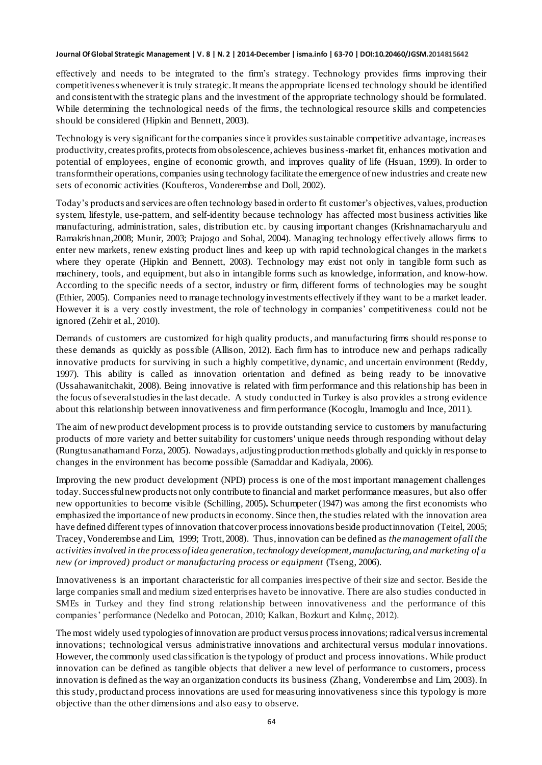effectively and needs to be integrated to the firm's strategy. Technology provides firms improving their competitiveness whenever it is truly strategic. It means the appropriate licensed technology should be identified and consistent with the strategic plans and the investment of the appropriate technology should be formulated. While determining the technological needs of the firms, the technological resource skills and competencies should be considered (Hipkin and Bennett, 2003).

Technology is very significant for the companies since it provides sustainable competitive advantage, increases productivity, creates profits, protects from obsolescence, achieves business-market fit, enhances motivation and potential of employees, engine of economic growth, and improves quality of life (Hsuan, 1999). In order to transform their operations, companies using technology facilitate the emergence of new industries and create new sets of economic activities (Koufteros, Vonderembse and Doll, 2002).

Today's products and services are often technology based in order to fit customer's objectives, values, production system, lifestyle, use-pattern, and self-identity because technology has affected most business activities like manufacturing, administration, sales, distribution etc. by causing important changes (Krishnamacharyulu and Ramakrishnan,2008; Munir, 2003; Prajogo and Sohal, 2004). Managing technology effectively allows firms to enter new markets, renew existing product lines and keep up with rapid technological changes in the markets where they operate (Hipkin and Bennett, 2003). Technology may exist not only in tangible form such as machinery, tools, and equipment, but also in intangible forms such as knowledge, information, and know-how. According to the specific needs of a sector, industry or firm, different forms of technologies may be sought (Ethier, 2005). Companies need to manage technology investments effectively if they want to be a market leader. However it is a very costly investment, the role of technology in companies' competitiveness could not be ignored (Zehir et al., 2010).

Demands of customers are customized for high quality products, and manufacturing firms should response to these demands as quickly as possible (Allison, 2012). Each firm has to introduce new and perhaps radically innovative products for surviving in such a highly competitive, dynamic, and uncertain environment (Reddy, 1997). This ability is called as innovation orientation and defined as being ready to be innovative (Ussahawanitchakit, 2008). Being innovative is related with firm performance and this relationship has been in the focus of several studies in the last decade. A study conducted in Turkey is also provides a strong evidence about this relationship between innovativeness and firm performance (Kocoglu, Imamoglu and Ince, 2011).

The aim of new product development process is to provide outstanding service to customers by manufacturing products of more variety and better suitability for customers' unique needs through responding without delay (Rungtusanatham and Forza, 2005). Nowadays, adjusting production methods globally and quickly in response to changes in the environment has become possible (Samaddar and Kadiyala, 2006).

Improving the new product development (NPD) process is one of the most important management challenges today. Successful new products not only contribute to financial and market performance measures, but also offer new opportunities to become visible (Schilling, 2005). Schumpeter (1947) was among the first economists who emphasized the importance of new products in economy. Since then, the studies related with the innovation area have defined different types of innovation that cover process innovations beside product innovation (Teitel, 2005; Tracey, Vonderembse and Lim, 1999; Trott, 2008). Thus, innovation can be defined as *the management of all the activities involved in the process of idea generation, technology development, manufacturing, and marketing of a new (or improved) product or manufacturing process or equipment* (Tseng, 2006).

Innovativeness is an important characteristic for all companies irrespective of their size and sector. Beside the large companies small and medium sized enterprises have to be innovative. There are also studies conducted in SMEs in Turkey and they find strong relationship between innovativeness and the performance of this companies' performance (Nedelko and Potocan, 2010; Kalkan, Bozkurt and Kılınç, 2012).

The most widely used typologies of innovation are product versus process innovations; radical versus incremental innovations; technological versus administrative innovations and architectural versus modular innovations. However, the commonly used classification is the typology of product and process innovations. While product innovation can be defined as tangible objects that deliver a new level of performance to customers, process innovation is defined as the way an organization conducts its business (Zhang, Vonderembse and Lim, 2003). In this study, product and process innovations are used for measuring innovativeness since this typology is more objective than the other dimensions and also easy to observe.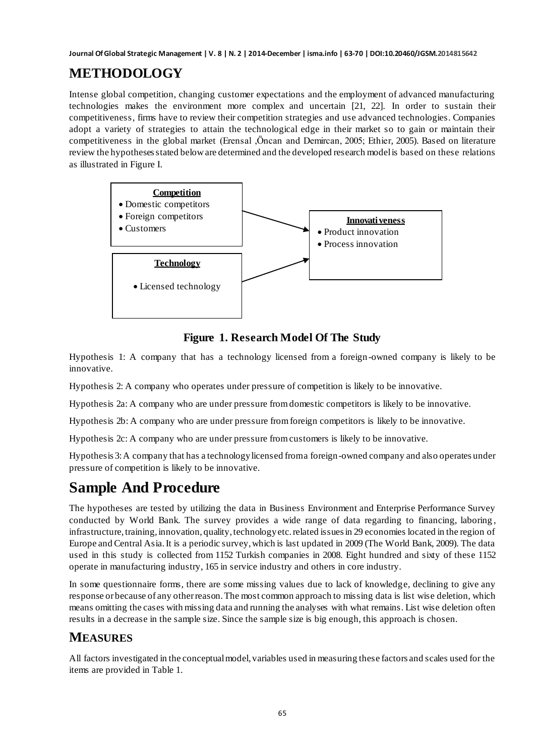# METHODOLOGY

Intense global competition, changing customer expectations and the employment of advanced manufacturing technologies makes the environment more complex and uncertain [21, 22]. In order to sustain their competitiveness, firms have to review their competition strategies and use advanced technologies. Companies adopt a variety of strategies to attain the technological edge in their market so to gain or maintain their competitiveness in the global market (Erensal ,Öncan and Demircan, 2005; Ethier, 2005). Based on literature review the hypotheses stated below are determined and the developed research model is based on these relations as illustrated in Figure I.

Competition
- Domestic competitors
- Foreign competitors
- Customers

Technology
- Licensed technology

Innovativeness
- Product innovation
- Process innovation

**Figure 1. Research Model Of The Study**

Hypothesis 1: A company that has a technology licensed from a foreign-owned company is likely to be innovative.

Hypothesis 2: A company who operates under pressure of competition is likely to be innovative.

Hypothesis 2a: A company who are under pressure from domestic competitors is likely to be innovative.

Hypothesis 2b: A company who are under pressure from foreign competitors is likely to be innovative.

Hypothesis 2c: A company who are under pressure from customers is likely to be innovative.

Hypothesis 3: A company that has a technology licensed from a foreign-owned company and also operates under pressure of competition is likely to be innovative.

# Sample And Procedure

The hypotheses are tested by utilizing the data in Business Environment and Enterprise Performance Survey conducted by World Bank. The survey provides a wide range of data regarding to financing, laboring, infrastructure, training, innovation, quality, technology etc. related issues in 29 economies located in the region of Europe and Central Asia. It is a periodic survey, which is last updated in 2009 (The World Bank, 2009). The data used in this study is collected from 1152 Turkish companies in 2008. Eight hundred and sixty of these 1152 operate in manufacturing industry, 165 in service industry and others in core industry.

In some questionnaire forms, there are some missing values due to lack of knowledge, declining to give any response or because of any other reason. The most common approach to missing data is list wise deletion, which means omitting the cases with missing data and running the analyses with what remains. List wise deletion often results in a decrease in the sample size. Since the sample size is big enough, this approach is chosen.

## MEASURES

All factors investigated in the conceptual model, variables used in measuring these factors and scales used for the items are provided in Table 1.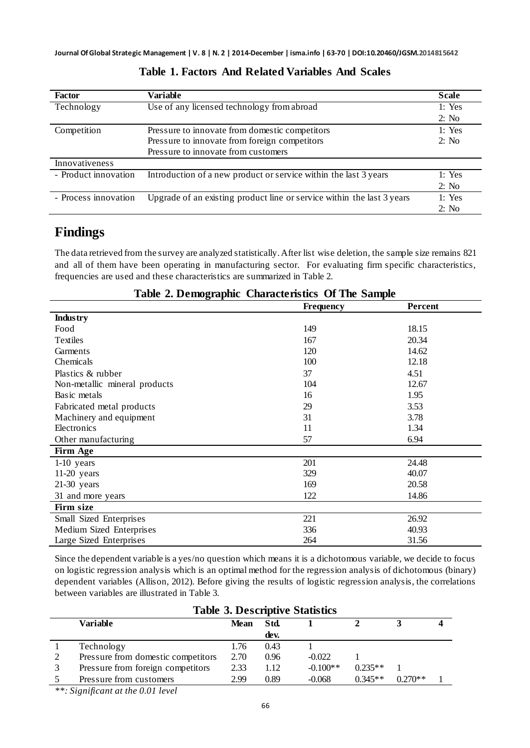**Table 1. Factors And Related Variables And Scales**

| Factor | Variable | Scale |
|---|---|---|
| Technology | Use of any licensed technology from abroad | 1: Yes<br>2: No |
| Competition | Pressure to innovate from domestic competitors<br>Pressure to innovate from foreign competitors<br>Pressure to innovate from customers | 1: Yes<br>2: No |
| Innovativeness | | |
| - Product innovation | Introduction of a new product or service within the last 3 years | 1: Yes<br>2: No |
| - Process innovation | Upgrade of an existing product line or service within the last 3 years | 1: Yes<br>2: No |

# Findings

The data retrieved from the survey are analyzed statistically. After list wise deletion, the sample size remains 821 and all of them have been operating in manufacturing sector. For evaluating firm specific characteristics, frequencies are used and these characteristics are summarized in Table 2.

**Table 2. Demographic Characteristics Of The Sample**

| | Frequency | Percent |
|---|---|---|
| **Industry** | | |
| Food | 149 | 18.15 |
| Textiles | 167 | 20.34 |
| Garments | 120 | 14.62 |
| Chemicals | 100 | 12.18 |
| Plastics & rubber | 37 | 4.51 |
| Non-metallic mineral products | 104 | 12.67 |
| Basic metals | 16 | 1.95 |
| Fabricated metal products | 29 | 3.53 |
| Machinery and equipment | 31 | 3.78 |
| Electronics | 11 | 1.34 |
| Other manufacturing | 57 | 6.94 |
| **Firm Age** | | |
| 1-10 years | 201 | 24.48 |
| 11-20 years | 329 | 40.07 |
| 21-30 years | 169 | 20.58 |
| 31 and more years | 122 | 14.86 |
| **Firm size** | | |
| Small Sized Enterprises | 221 | 26.92 |
| Medium Sized Enterprises | 336 | 40.93 |
| Large Sized Enterprises | 264 | 31.56 |

Since the dependent variable is a yes/no question which means it is a dichotomous variable, we decide to focus on logistic regression analysis which is an optimal method for the regression analysis of dichotomous (binary) dependent variables (Allison, 2012). Before giving the results of logistic regression analysis, the correlations between variables are illustrated in Table 3.

**Table 3. Descriptive Statistics**

| | Variable | Mean | Std. dev. | 1 | 2 | 3 | 4 |
|---|---|---|---|---|---|---|---|
| 1 | Technology | 1.76 | 0.43 | 1 | | | |
| 2 | Pressure from domestic competitors | 2.70 | 0.96 | -0.022 | 1 | | |
| 3 | Pressure from foreign competitors | 2.33 | 1.12 | -0.100** | 0.235** | 1 | |
| 5 | Pressure from customers | 2.99 | 0.89 | -0.068 | 0.345** | 0.270** | 1 |

*\*\*: Significant at the 0.01 level*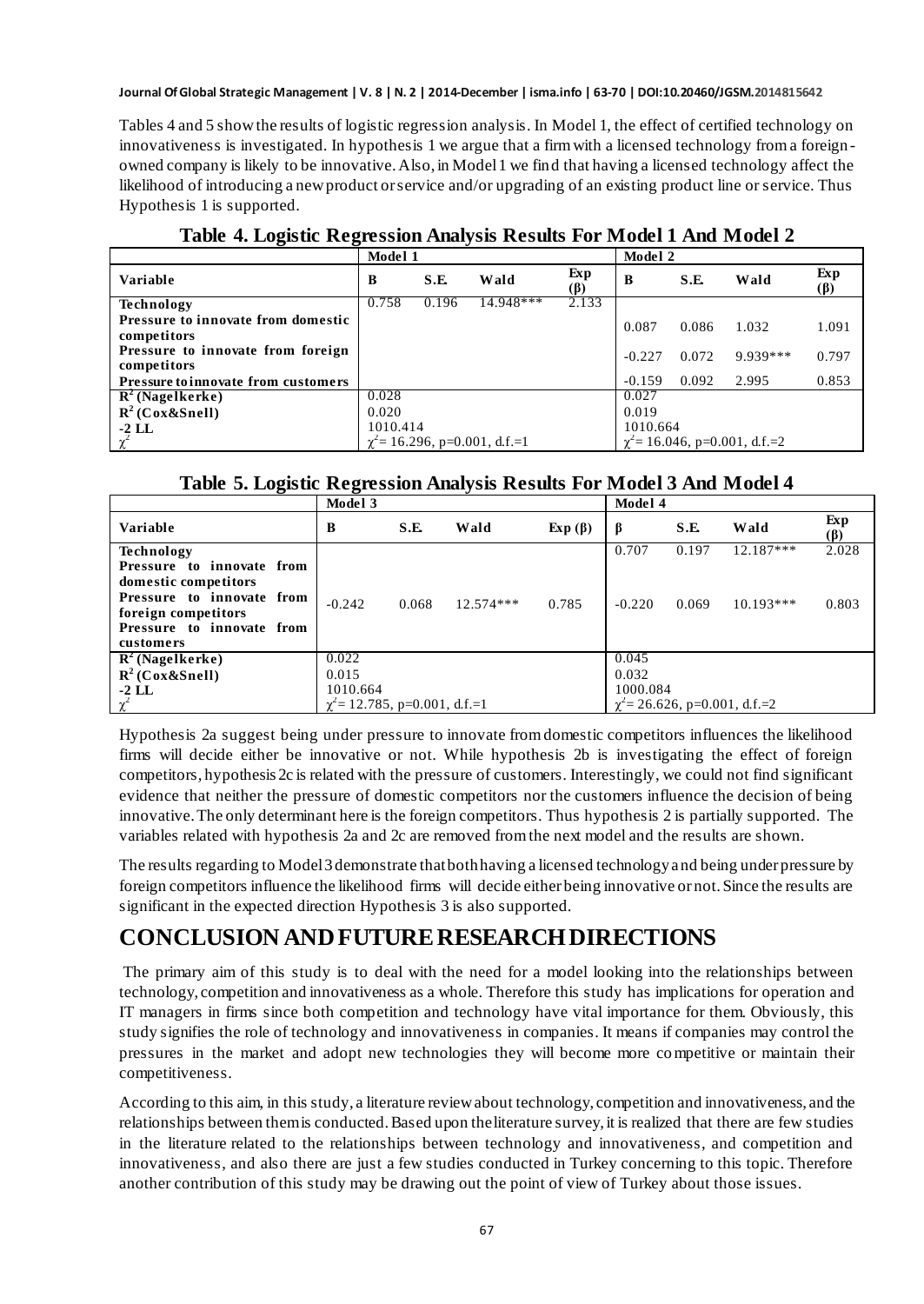Tables 4 and 5 show the results of logistic regression analysis. In Model 1, the effect of certified technology on innovativeness is investigated. In hypothesis 1 we argue that a firm with a licensed technology from a foreign-owned company is likely to be innovative. Also, in Model 1 we find that having a licensed technology affect the likelihood of introducing a new product or service and/or upgrading of an existing product line or service. Thus Hypothesis 1 is supported.

**Table 4. Logistic Regression Analysis Results For Model 1 And Model 2**

| | Model 1 | | | | Model 2 | | | |
|---|---|---|---|---|---|---|---|---|
| **Variable** | **B** | **S.E.** | **Wald** | **Exp (β)** | **B** | **S.E.** | **Wald** | **Exp (β)** |
| **Technology** | 0.758 | 0.196 | 14.948*** | 2.133 | | | | |
| **Pressure to innovate from domestic competitors** | | | | | 0.087 | 0.086 | 1.032 | 1.091 |
| **Pressure to innovate from foreign competitors** | | | | | -0.227 | 0.072 | 9.939*** | 0.797 |
| **Pressure to innovate from customers** | | | | | -0.159 | 0.092 | 2.995 | 0.853 |
| **$R^2$ (Nagelkerke)** | 0.028 | | | | 0.027 | | | |
| **$R^2$ (Cox&Snell)** | 0.020 | | | | 0.019 | | | |
| **-2 LL** | 1010.414 | | | | 1010.664 | | | |
| $\chi^2$ | $\chi^2$= 16.296, p=0.001, d.f.=1 | | | | $\chi^2$= 16.046, p=0.001, d.f.=2 | | | |

**Table 5. Logistic Regression Analysis Results For Model 3 And Model 4**

| | Model 3 | | | | Model 4 | | | |
|---|---|---|---|---|---|---|---|---|
| **Variable** | **B** | **S.E.** | **Wald** | **Exp (β)** | **β** | **S.E.** | **Wald** | **Exp (β)** |
| **Technology** | | | | | 0.707 | 0.197 | 12.187*** | 2.028 |
| **Pressure to innovate from domestic competitors** | | | | | | | | |
| **Pressure to innovate from foreign competitors** | -0.242 | 0.068 | 12.574*** | 0.785 | -0.220 | 0.069 | 10.193*** | 0.803 |
| **Pressure to innovate from customers** | | | | | | | | |
| **$R^2$ (Nagelkerke)** | 0.022 | | | | 0.045 | | | |
| **$R^2$ (Cox&Snell)** | 0.015 | | | | 0.032 | | | |
| **-2 LL** | 1010.664 | | | | 1000.084 | | | |
| $\chi^2$ | $\chi^2$= 12.785, p=0.001, d.f.=1 | | | | $\chi^2$= 26.626, p=0.001, d.f.=2 | | | |

Hypothesis 2a suggest being under pressure to innovate from domestic competitors influences the likelihood firms will decide either be innovative or not. While hypothesis 2b is investigating the effect of foreign competitors, hypothesis 2c is related with the pressure of customers. Interestingly, we could not find significant evidence that neither the pressure of domestic competitors nor the customers influence the decision of being innovative. The only determinant here is the foreign competitors. Thus hypothesis 2 is partially supported. The variables related with hypothesis 2a and 2c are removed from the next model and the results are shown.

The results regarding to Model 3 demonstrate that both having a licensed technology and being under pressure by foreign competitors influence the likelihood firms will decide either being innovative or not. Since the results are significant in the expected direction Hypothesis 3 is also supported.

# CONCLUSION AND FUTURE RESEARCH DIRECTIONS

The primary aim of this study is to deal with the need for a model looking into the relationships between technology, competition and innovativeness as a whole. Therefore this study has implications for operation and IT managers in firms since both competition and technology have vital importance for them. Obviously, this study signifies the role of technology and innovativeness in companies. It means if companies may control the pressures in the market and adopt new technologies they will become more competitive or maintain their competitiveness.

According to this aim, in this study, a literature review about technology, competition and innovativeness, and the relationships between them is conducted. Based upon the literature survey, it is realized that there are few studies in the literature related to the relationships between technology and innovativeness, and competition and innovativeness, and also there are just a few studies conducted in Turkey concerning to this topic. Therefore another contribution of this study may be drawing out the point of view of Turkey about those issues.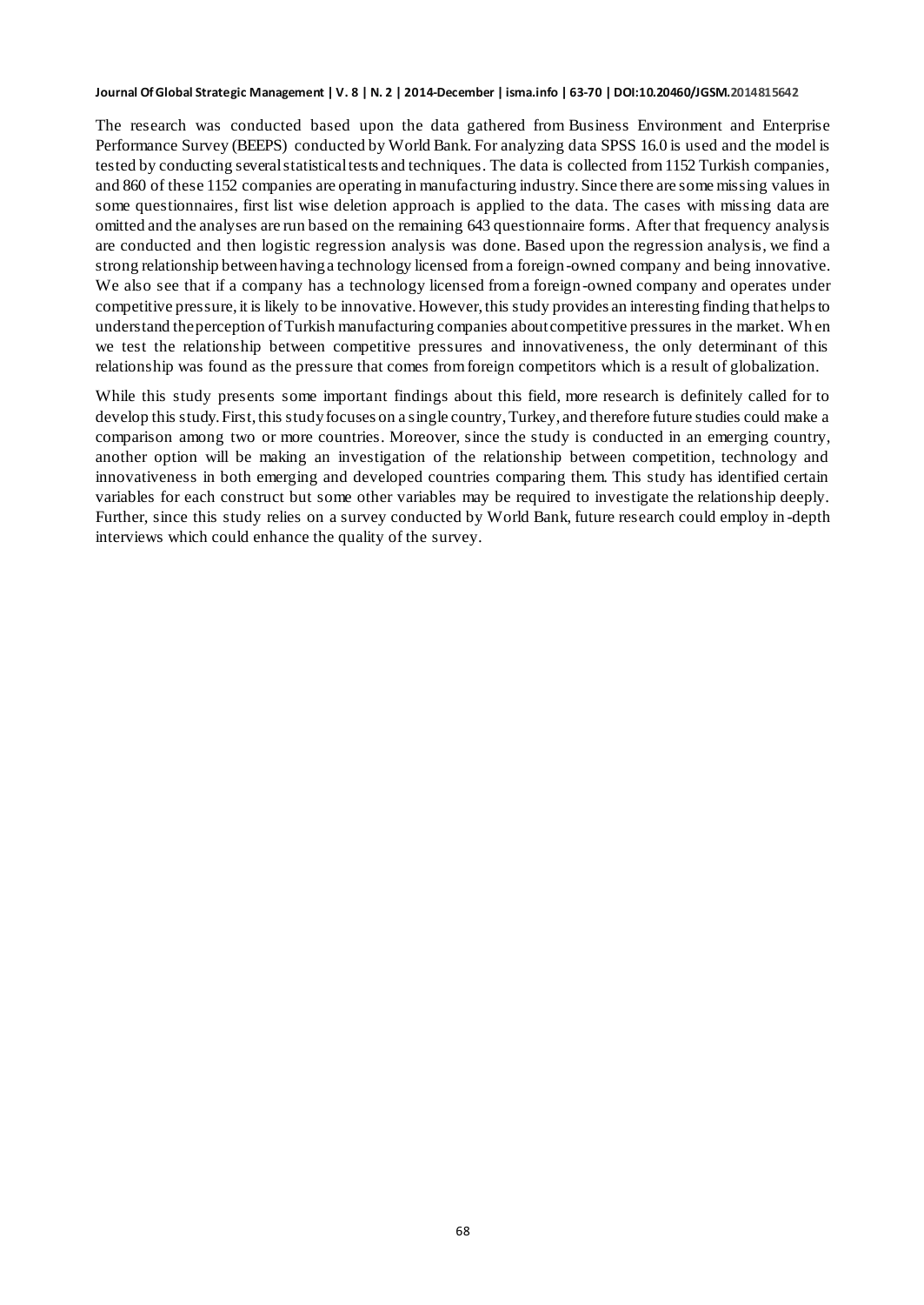The research was conducted based upon the data gathered from Business Environment and Enterprise Performance Survey (BEEPS) conducted by World Bank. For analyzing data SPSS 16.0 is used and the model is tested by conducting several statistical tests and techniques. The data is collected from 1152 Turkish companies, and 860 of these 1152 companies are operating in manufacturing industry. Since there are some missing values in some questionnaires, first list wise deletion approach is applied to the data. The cases with missing data are omitted and the analyses are run based on the remaining 643 questionnaire forms. After that frequency analysis are conducted and then logistic regression analysis was done. Based upon the regression analysis, we find a strong relationship between having a technology licensed from a foreign-owned company and being innovative. We also see that if a company has a technology licensed from a foreign-owned company and operates under competitive pressure, it is likely to be innovative. However, this study provides an interesting finding that helps to understand the perception of Turkish manufacturing companies about competitive pressures in the market. When we test the relationship between competitive pressures and innovativeness, the only determinant of this relationship was found as the pressure that comes from foreign competitors which is a result of globalization.

While this study presents some important findings about this field, more research is definitely called for to develop this study. First, this study focuses on a single country, Turkey, and therefore future studies could make a comparison among two or more countries. Moreover, since the study is conducted in an emerging country, another option will be making an investigation of the relationship between competition, technology and innovativeness in both emerging and developed countries comparing them. This study has identified certain variables for each construct but some other variables may be required to investigate the relationship deeply. Further, since this study relies on a survey conducted by World Bank, future research could employ in-depth interviews which could enhance the quality of the survey.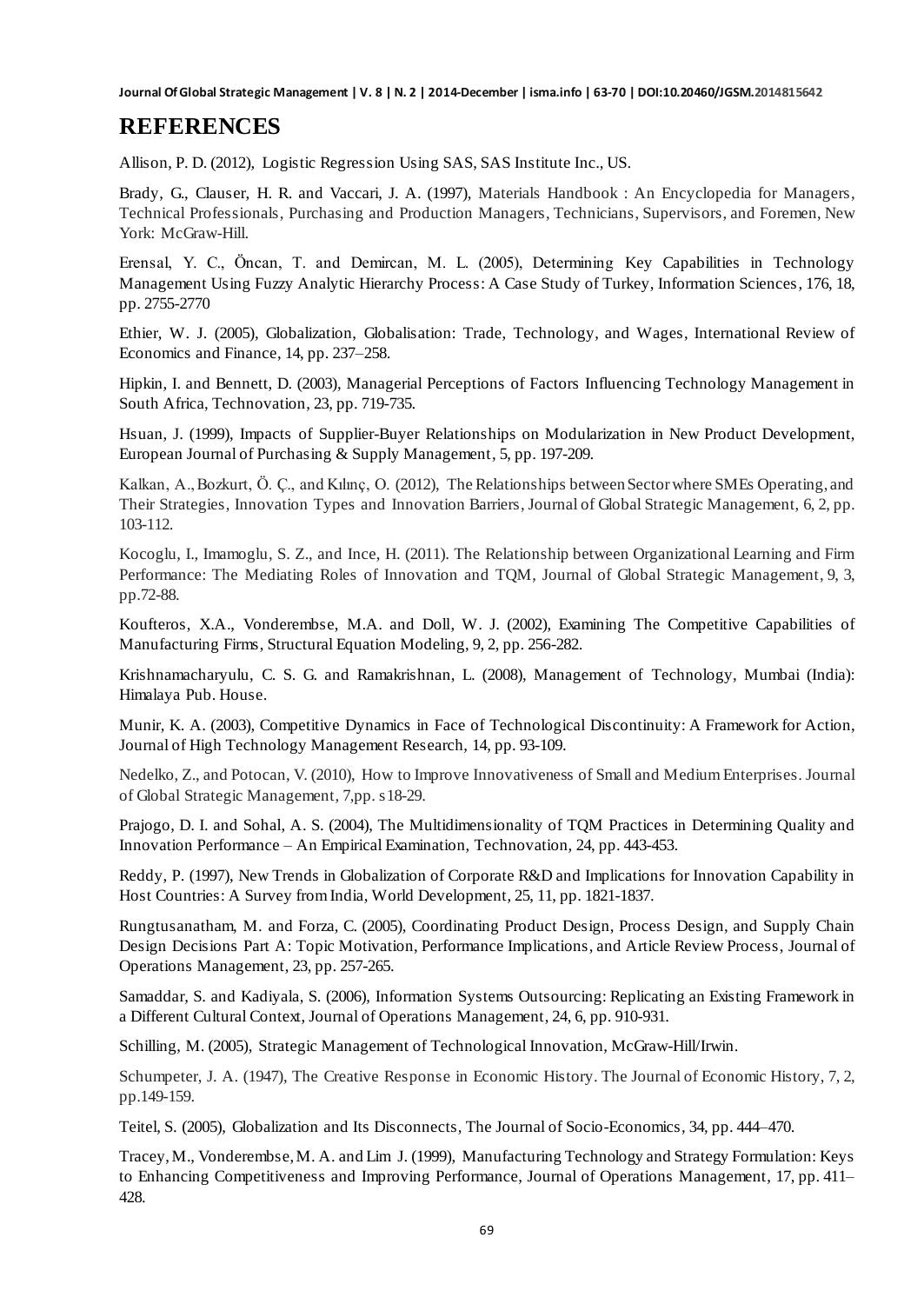# REFERENCES

Allison, P. D. (2012), Logistic Regression Using SAS, SAS Institute Inc., US.

Brady, G., Clauser, H. R. and Vaccari, J. A. (1997), Materials Handbook : An Encyclopedia for Managers, Technical Professionals, Purchasing and Production Managers, Technicians, Supervisors, and Foremen, New York: McGraw-Hill.

Erensal, Y. C., Öncan, T. and Demircan, M. L. (2005), Determining Key Capabilities in Technology Management Using Fuzzy Analytic Hierarchy Process: A Case Study of Turkey, Information Sciences, 176, 18, pp. 2755-2770

Ethier, W. J. (2005), Globalization, Globalisation: Trade, Technology, and Wages, International Review of Economics and Finance, 14, pp. 237–258.

Hipkin, I. and Bennett, D. (2003), Managerial Perceptions of Factors Influencing Technology Management in South Africa, Technovation, 23, pp. 719-735.

Hsuan, J. (1999), Impacts of Supplier-Buyer Relationships on Modularization in New Product Development, European Journal of Purchasing & Supply Management, 5, pp. 197-209.

Kalkan, A., Bozkurt, Ö. Ç., and Kılınç, O. (2012), The Relationships between Sector where SMEs Operating, and Their Strategies, Innovation Types and Innovation Barriers, Journal of Global Strategic Management, 6, 2, pp. 103-112.

Kocoglu, I., Imamoglu, S. Z., and Ince, H. (2011). The Relationship between Organizational Learning and Firm Performance: The Mediating Roles of Innovation and TQM, Journal of Global Strategic Management, 9, 3, pp.72-88.

Koufteros, X.A., Vonderembse, M.A. and Doll, W. J. (2002), Examining The Competitive Capabilities of Manufacturing Firms, Structural Equation Modeling, 9, 2, pp. 256-282.

Krishnamacharyulu, C. S. G. and Ramakrishnan, L. (2008), Management of Technology, Mumbai (India): Himalaya Pub. House.

Munir, K. A. (2003), Competitive Dynamics in Face of Technological Discontinuity: A Framework for Action, Journal of High Technology Management Research, 14, pp. 93-109.

Nedelko, Z., and Potocan, V. (2010), How to Improve Innovativeness of Small and Medium Enterprises. Journal of Global Strategic Management, 7,pp. s18-29.

Prajogo, D. I. and Sohal, A. S. (2004), The Multidimensionality of TQM Practices in Determining Quality and Innovation Performance – An Empirical Examination, Technovation, 24, pp. 443-453.

Reddy, P. (1997), New Trends in Globalization of Corporate R&D and Implications for Innovation Capability in Host Countries: A Survey from India, World Development, 25, 11, pp. 1821-1837.

Rungtusanatham, M. and Forza, C. (2005), Coordinating Product Design, Process Design, and Supply Chain Design Decisions Part A: Topic Motivation, Performance Implications, and Article Review Process, Journal of Operations Management, 23, pp. 257-265.

Samaddar, S. and Kadiyala, S. (2006), Information Systems Outsourcing: Replicating an Existing Framework in a Different Cultural Context, Journal of Operations Management, 24, 6, pp. 910-931.

Schilling, M. (2005), Strategic Management of Technological Innovation, McGraw-Hill/Irwin.

Schumpeter, J. A. (1947), The Creative Response in Economic History. The Journal of Economic History, 7, 2, pp.149-159.

Teitel, S. (2005), Globalization and Its Disconnects, The Journal of Socio-Economics, 34, pp. 444–470.

Tracey, M., Vonderembse, M. A. and Lim J. (1999), Manufacturing Technology and Strategy Formulation: Keys to Enhancing Competitiveness and Improving Performance, Journal of Operations Management, 17, pp. 411–428.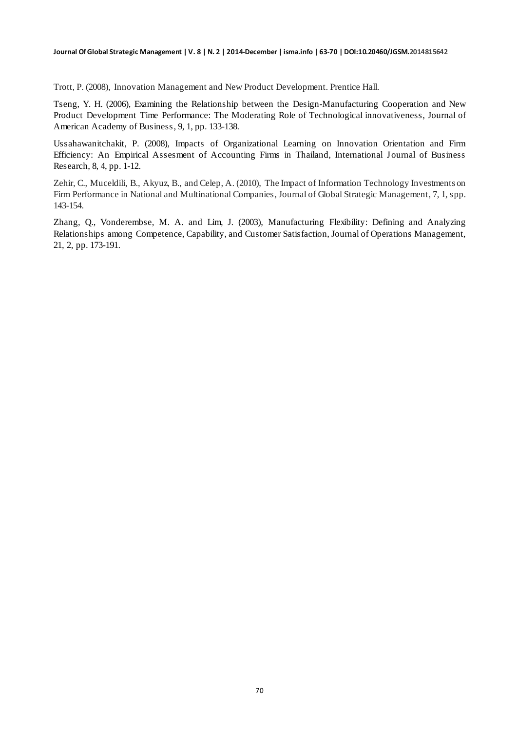Trott, P. (2008), Innovation Management and New Product Development. Prentice Hall.

Tseng, Y. H. (2006), Examining the Relationship between the Design-Manufacturing Cooperation and New Product Development Time Performance: The Moderating Role of Technological innovativeness, Journal of American Academy of Business, 9, 1, pp. 133-138.

Ussahawanitchakit, P. (2008), Impacts of Organizational Learning on Innovation Orientation and Firm Efficiency: An Empirical Assesment of Accounting Firms in Thailand, International Journal of Business Research, 8, 4, pp. 1-12.

Zehir, C., Muceldili, B., Akyuz, B., and Celep, A. (2010), The Impact of Information Technology Investments on Firm Performance in National and Multinational Companies, Journal of Global Strategic Management, 7, 1, spp. 143-154.

Zhang, Q., Vonderembse, M. A. and Lim, J. (2003), Manufacturing Flexibility: Defining and Analyzing Relationships among Competence, Capability, and Customer Satisfaction, Journal of Operations Management, 21, 2, pp. 173-191.